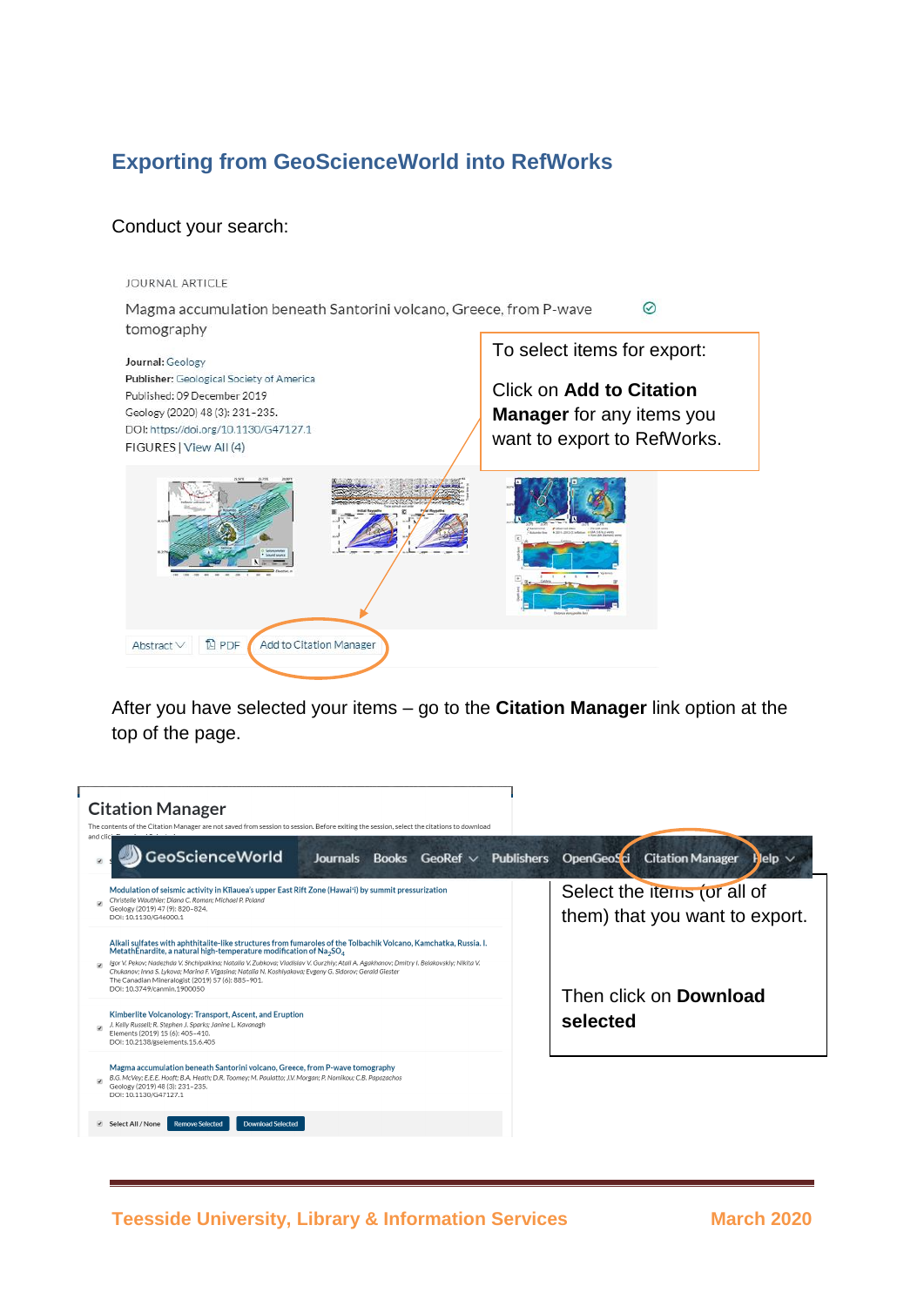# Exporting from GeoScienceWorld into RefWorks

Conduct your search:

JOURNAL ARTICLE

Magma accumulation beneath Santorini volcano, Greece, from P-wave tomography

**Journal:** Geology
**Publisher:** Geological Society of America
Published: 09 December 2019
Geology (2020) 48 (3): 231–235.
DOI: https://doi.org/10.1130/G47127.1
FIGURES | View All (4)

Abstract | PDF | Add to Citation Manager

To select items for export:

Click on **Add to Citation Manager** for any items you want to export to RefWorks.

After you have selected your items – go to the **Citation Manager** link option at the top of the page.

GeoScienceWorld | Journals | Books | GeoRef | Publishers | OpenGeoSci | Citation Manager | Help

## Citation Manager

The contents of the Citation Manager are not saved from session to session. Before exiting the session, select the citations to download and clic...

- Modulation of seismic activity in Kīlauea's upper East Rift Zone (Hawai'i) by summit pressurization
  Christelle Wauthier; Diana C. Roman; Michael P. Poland
  Geology (2019) 47 (9): 820–824.
  DOI: 10.1130/G46000.1
- Alkali sulfates with aphthitalite-like structures from fumaroles of the Tolbachik Volcano, Kamchatka, Russia. I. Metathénardite, a natural high-temperature modification of $Na_2SO_4$
  Igor V. Pekov; Nadezhda V. Shchipalkina; Natalia V. Zubkova; Vladislav V. Gurzhiy; Atali A. Agakhanov; Dmitry I. Belakovskiy; Nikita V. Chukanov; Inna S. Lykova; Marina F. Vigasina; Natalia N. Koshlyakova; Evgeny G. Sidorov; Gerald Giester
  The Canadian Mineralogist (2019) 57 (6): 885–901.
  DOI: 10.3749/canmin.1900050
- Kimberlite Volcanology: Transport, Ascent, and Eruption
  J. Kelly Russell; R. Stephen J. Sparks; Janine L. Kavanagh
  Elements (2019) 15 (6): 405–410.
  DOI: 10.2138/gselements.15.6.405
- Magma accumulation beneath Santorini volcano, Greece, from P-wave tomography
  B.G. McVey; E.E.E. Hooft; B.A. Heath; D.R. Toomey; M. Paulatto; J.V. Morgan; P. Nomikou; C.B. Papazachos
  Geology (2019) 48 (3): 231–235.
  DOI: 10.1130/G47127.1

Select All / None | Remove Selected | Download Selected

Select the items (or all of them) that you want to export.

Then click on **Download selected**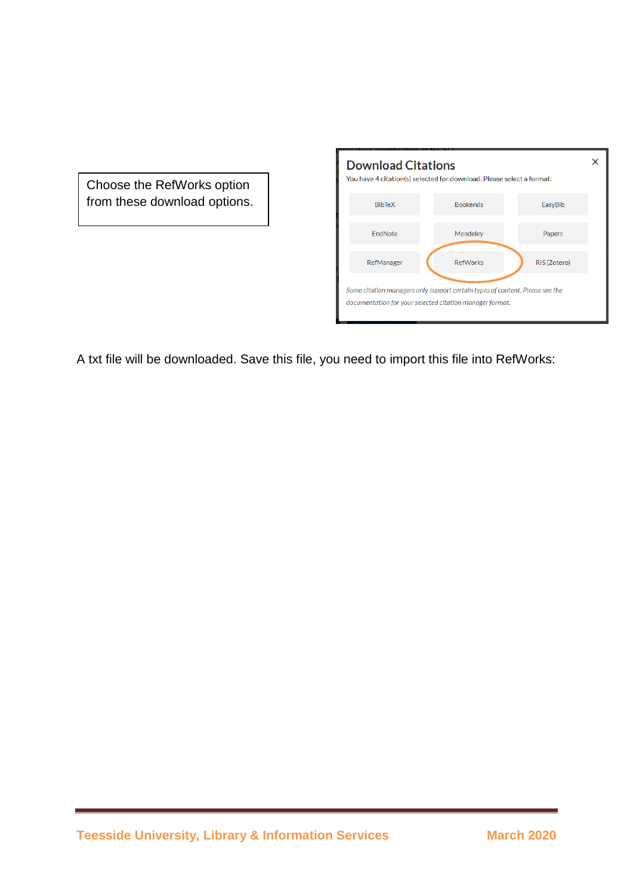Choose the RefWorks option from these download options.

**Download Citations**

You have 4 citation(s) selected for download. Please select a format:

| | | |
|---|---|---|
| BibTeX | Bookends | EasyBib |
| EndNote | Mendeley | Papers |
| RefManager | RefWorks | RIS (Zotero) |

*Some citation managers only support certain types of content. Please see the documentation for your selected citation manager format.*

A txt file will be downloaded. Save this file, you need to import this file into RefWorks: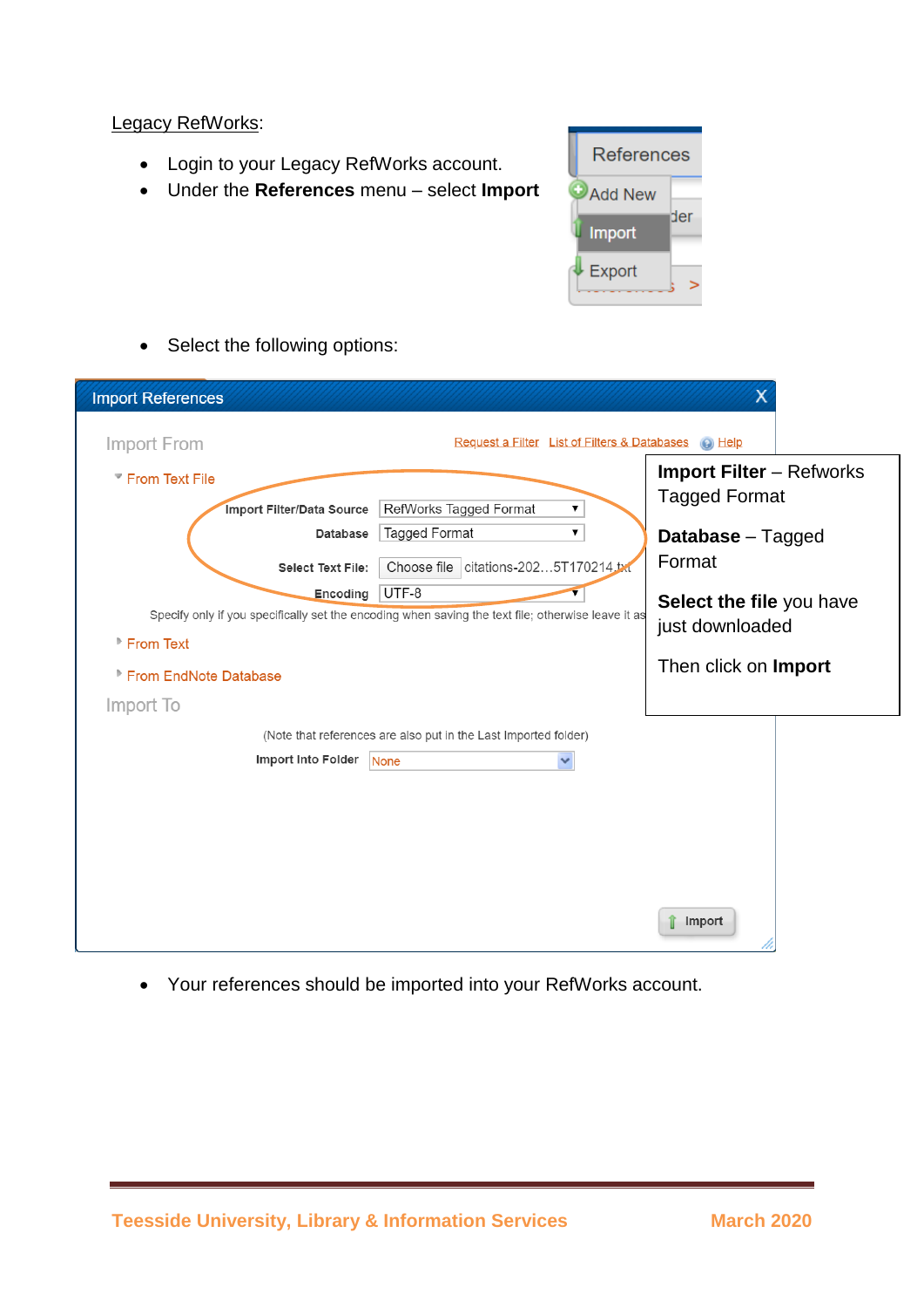Legacy RefWorks:

- Login to your Legacy RefWorks account.
- Under the **References** menu – select **Import**

- Select the following options:

**Import Filter** – Refworks Tagged Format

**Database** – Tagged Format

**Select the file** you have just downloaded

Then click on **Import**

- Your references should be imported into your RefWorks account.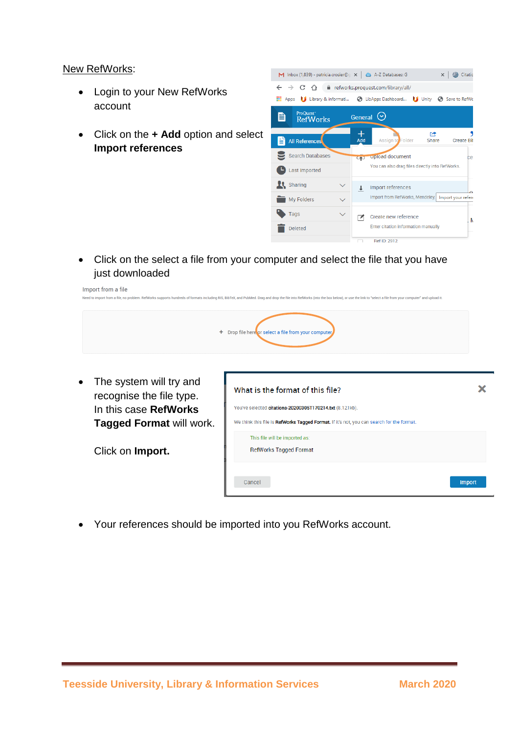New RefWorks:

- Login to your New RefWorks account
- Click on the **+ Add** option and select **Import references**
- Click on the select a file from your computer and select the file that you have just downloaded
- The system will try and recognise the file type. In this case **RefWorks Tagged Format** will work.

  Click on **Import.**
- Your references should be imported into you RefWorks account.